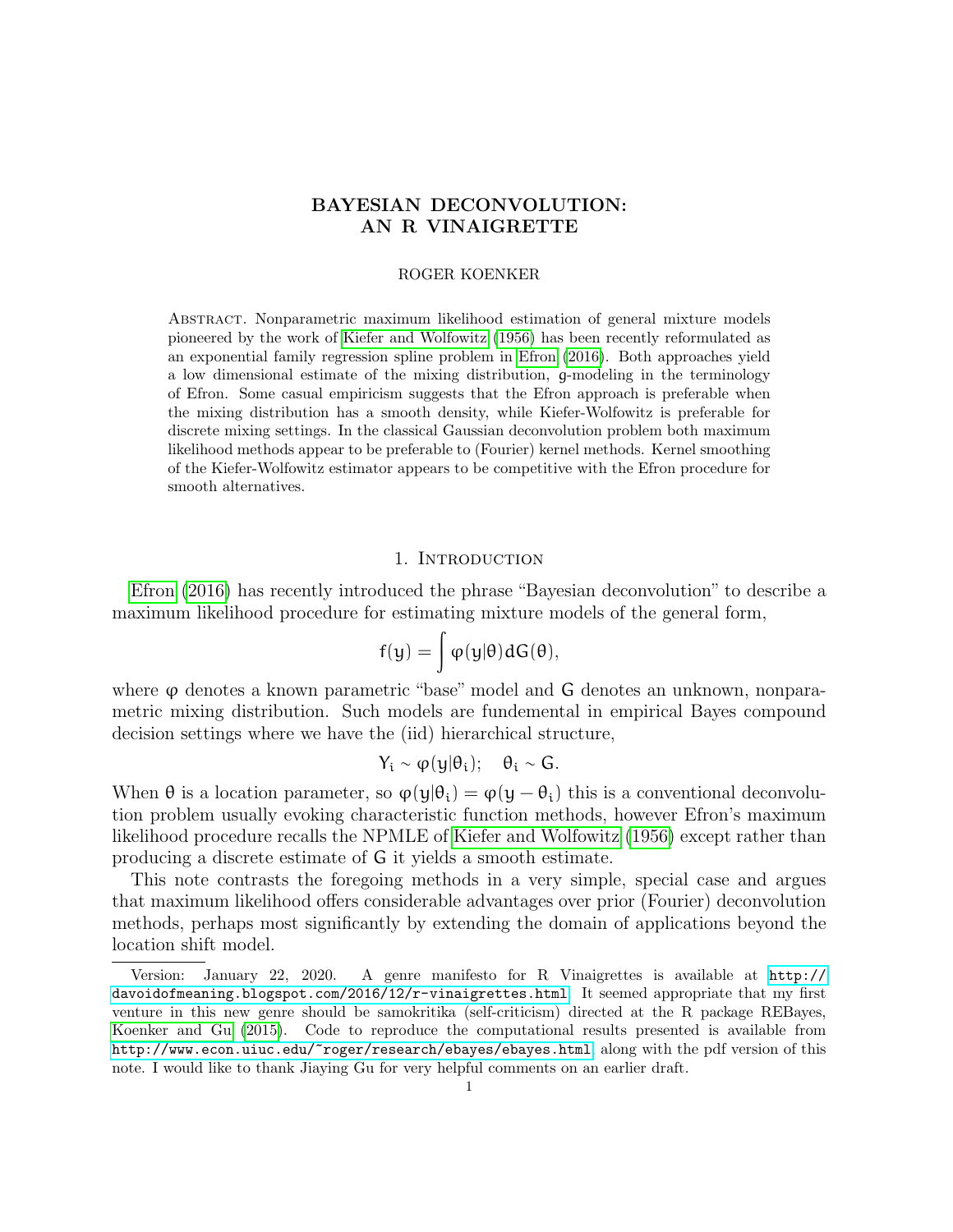# BAYESIAN DECONVOLUTION: AN R VINAIGRETTE

ROGER KOENKER

Abstract. Nonparametric maximum likelihood estimation of general mixture models pioneered by the work of Kiefer and Wolfowitz (1956) has been recently reformulated as an exponential family regression spline problem in Efron (2016). Both approaches yield a low dimensional estimate of the mixing distribution, $g$-modeling in the terminology of Efron. Some casual empiricism suggests that the Efron approach is preferable when the mixing distribution has a smooth density, while Kiefer-Wolfowitz is preferable for discrete mixing settings. In the classical Gaussian deconvolution problem both maximum likelihood methods appear to be preferable to (Fourier) kernel methods. Kernel smoothing of the Kiefer-Wolfowitz estimator appears to be competitive with the Efron procedure for smooth alternatives.

## 1. Introduction

Efron (2016) has recently introduced the phrase "Bayesian deconvolution" to describe a maximum likelihood procedure for estimating mixture models of the general form,

$$f(y) = \int \varphi(y|\theta) dG(\theta),$$

where $\varphi$ denotes a known parametric "base" model and $G$ denotes an unknown, nonparametric mixing distribution. Such models are fundemental in empirical Bayes compound decision settings where we have the (iid) hierarchical structure,

$$Y_i \sim \varphi(y|\theta_i); \quad \theta_i \sim G.$$

When $\theta$ is a location parameter, so $\varphi(y|\theta_i) = \varphi(y - \theta_i)$ this is a conventional deconvolution problem usually evoking characteristic function methods, however Efron's maximum likelihood procedure recalls the NPMLE of Kiefer and Wolfowitz (1956) except rather than producing a discrete estimate of $G$ it yields a smooth estimate.

This note contrasts the foregoing methods in a very simple, special case and argues that maximum likelihood offers considerable advantages over prior (Fourier) deconvolution methods, perhaps most significantly by extending the domain of applications beyond the location shift model.

---

Version: January 22, 2020. A genre manifesto for R Vinaigrettes is available at http://davoidofmeaning.blogspot.com/2016/12/r-vinaigrettes.html. It seemed appropriate that my first venture in this new genre should be samokritika (self-criticism) directed at the R package REBayes, Koenker and Gu (2015). Code to reproduce the computational results presented is available from http://www.econ.uiuc.edu/~roger/research/ebayes/ebayes.html along with the pdf version of this note. I would like to thank Jiaying Gu for very helpful comments on an earlier draft.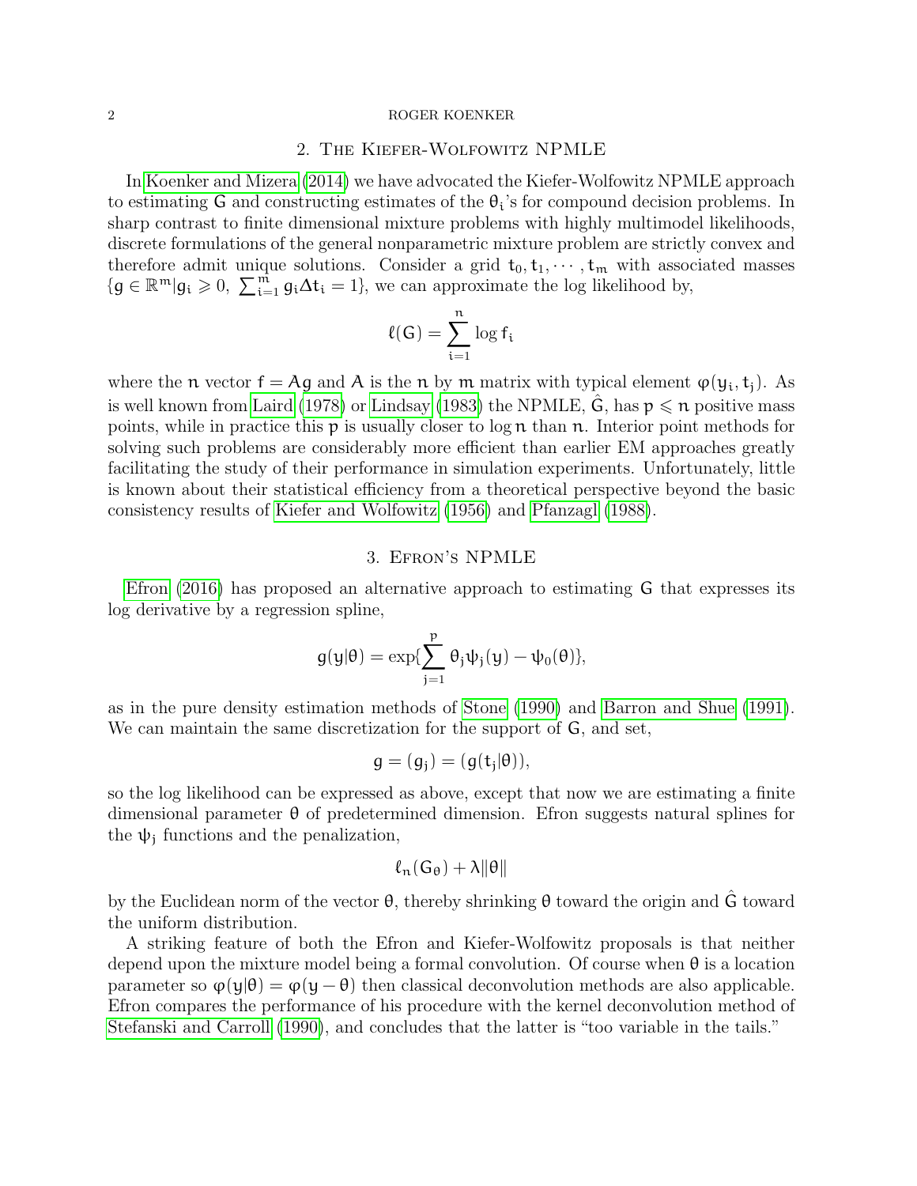## 2. The Kiefer-Wolfowitz NPMLE

In Koenker and Mizera (2014) we have advocated the Kiefer-Wolfowitz NPMLE approach to estimating $G$ and constructing estimates of the $\theta_i$'s for compound decision problems. In sharp contrast to finite dimensional mixture problems with highly multimodel likelihoods, discrete formulations of the general nonparametric mixture problem are strictly convex and therefore admit unique solutions. Consider a grid $t_0, t_1, \cdots, t_m$ with associated masses $\{g \in \mathbb{R}^m | g_i \geqslant 0, \; \sum_{i=1}^m g_i \Delta t_i = 1\}$, we can approximate the log likelihood by,

$$\ell(G) = \sum_{i=1}^{n} \log f_i$$

where the $n$ vector $f = Ag$ and $A$ is the $n$ by $m$ matrix with typical element $\varphi(y_i, t_j)$. As is well known from Laird (1978) or Lindsay (1983) the NPMLE, $\hat{G}$, has $p \leqslant n$ positive mass points, while in practice this $p$ is usually closer to $\log n$ than $n$. Interior point methods for solving such problems are considerably more efficient than earlier EM approaches greatly facilitating the study of their performance in simulation experiments. Unfortunately, little is known about their statistical efficiency from a theoretical perspective beyond the basic consistency results of Kiefer and Wolfowitz (1956) and Pfanzagl (1988).

## 3. Efron's NPMLE

Efron (2016) has proposed an alternative approach to estimating $G$ that expresses its log derivative by a regression spline,

$$g(y|\theta) = \exp\{\sum_{j=1}^{p} \theta_j \psi_j(y) - \psi_0(\theta)\},$$

as in the pure density estimation methods of Stone (1990) and Barron and Shue (1991). We can maintain the same discretization for the support of $G$, and set,

$$g = (g_j) = (g(t_j|\theta)),$$

so the log likelihood can be expressed as above, except that now we are estimating a finite dimensional parameter $\theta$ of predetermined dimension. Efron suggests natural splines for the $\psi_j$ functions and the penalization,

$$\ell_n(G_\theta) + \lambda \|\theta\|$$

by the Euclidean norm of the vector $\theta$, thereby shrinking $\theta$ toward the origin and $\hat{G}$ toward the uniform distribution.

A striking feature of both the Efron and Kiefer-Wolfowitz proposals is that neither depend upon the mixture model being a formal convolution. Of course when $\theta$ is a location parameter so $\varphi(y|\theta) = \varphi(y - \theta)$ then classical deconvolution methods are also applicable. Efron compares the performance of his procedure with the kernel deconvolution method of Stefanski and Carroll (1990), and concludes that the latter is "too variable in the tails."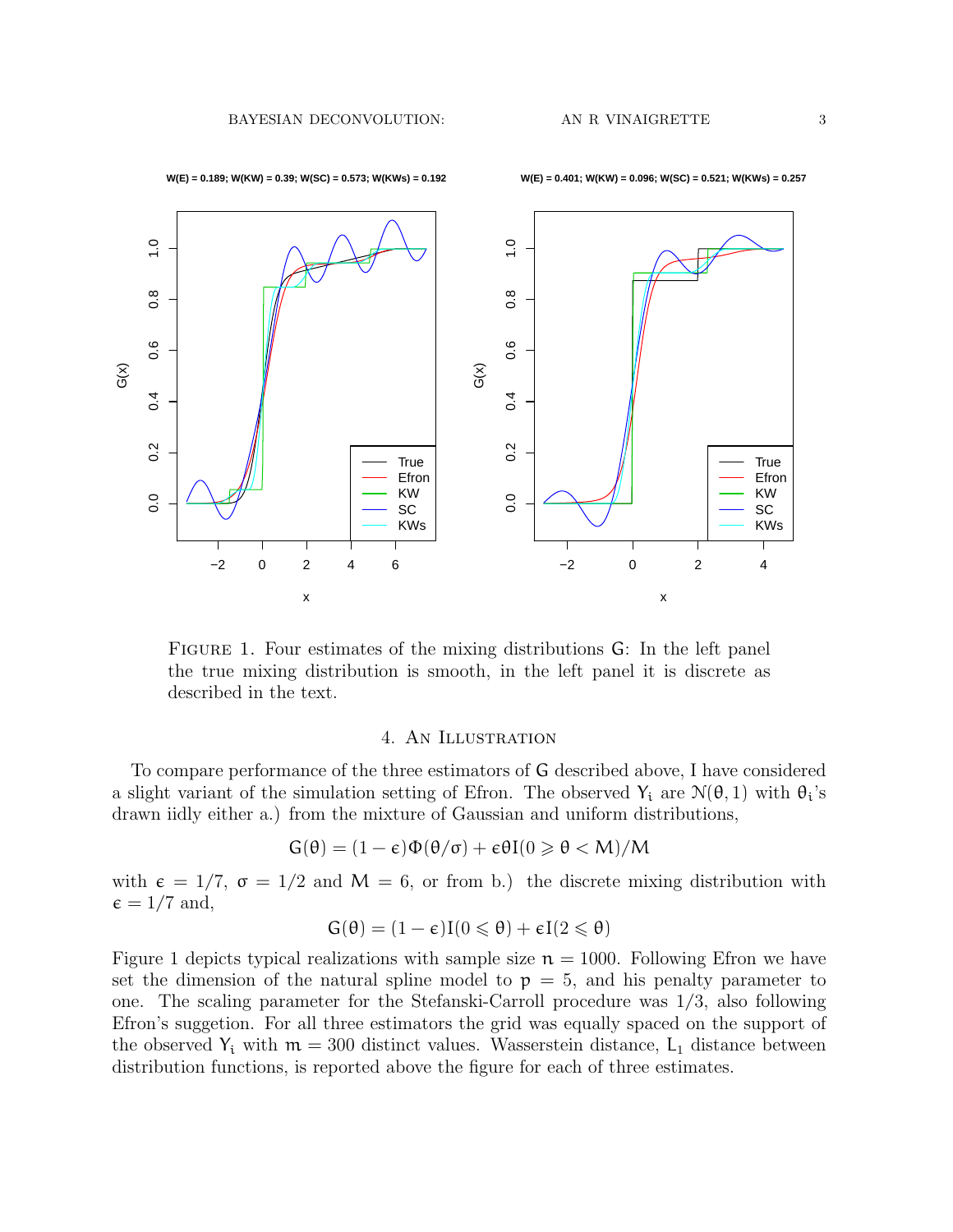W(E) = 0.189; W(KW) = 0.39; W(SC) = 0.573; W(KWs) = 0.192

W(E) = 0.401; W(KW) = 0.096; W(SC) = 0.521; W(KWs) = 0.257

Figure 1. Four estimates of the mixing distributions $G$: In the left panel the true mixing distribution is smooth, in the left panel it is discrete as described in the text.

## 4. An Illustration

To compare performance of the three estimators of $G$ described above, I have considered a slight variant of the simulation setting of Efron. The observed $Y_i$ are $\mathcal{N}(\theta, 1)$ with $\theta_i$'s drawn iidly either a.) from the mixture of Gaussian and uniform distributions,

$$G(\theta) = (1 - \epsilon)\Phi(\theta/\sigma) + \epsilon\theta I(0 \geqslant \theta < M)/M$$

with $\epsilon = 1/7$, $\sigma = 1/2$ and $M = 6$, or from b.) the discrete mixing distribution with $\epsilon = 1/7$ and,

$$G(\theta) = (1 - \epsilon)I(0 \leqslant \theta) + \epsilon I(2 \leqslant \theta)$$

Figure 1 depicts typical realizations with sample size $n = 1000$. Following Efron we have set the dimension of the natural spline model to $p = 5$, and his penalty parameter to one. The scaling parameter for the Stefanski-Carroll procedure was 1/3, also following Efron's suggetion. For all three estimators the grid was equally spaced on the support of the observed $Y_i$ with $m = 300$ distinct values. Wasserstein distance, $L_1$ distance between distribution functions, is reported above the figure for each of three estimates.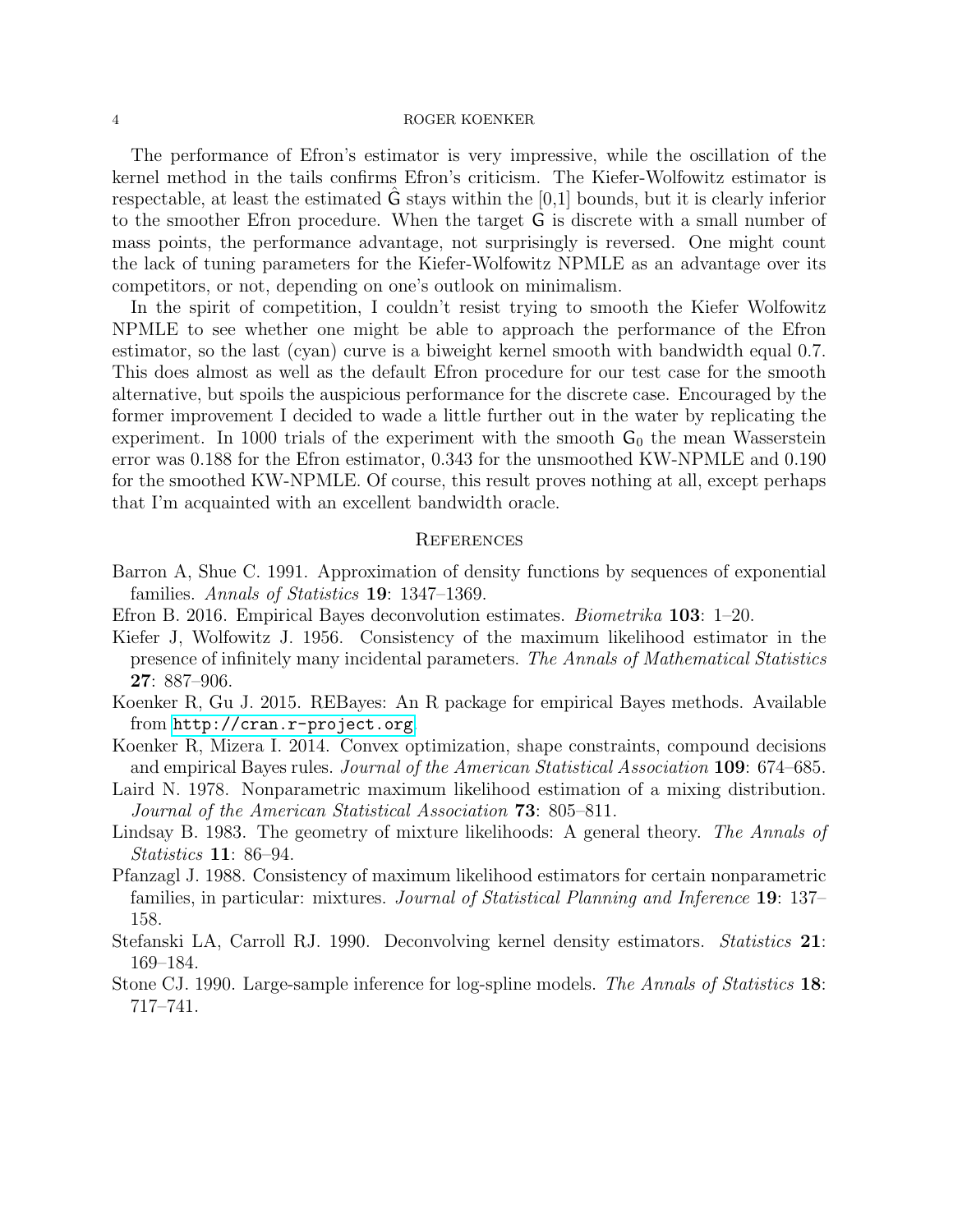The performance of Efron's estimator is very impressive, while the oscillation of the kernel method in the tails confirms Efron's criticism. The Kiefer-Wolfowitz estimator is respectable, at least the estimated $\hat{\mathsf{G}}$ stays within the [0,1] bounds, but it is clearly inferior to the smoother Efron procedure. When the target $\mathsf{G}$ is discrete with a small number of mass points, the performance advantage, not surprisingly is reversed. One might count the lack of tuning parameters for the Kiefer-Wolfowitz NPMLE as an advantage over its competitors, or not, depending on one's outlook on minimalism.

In the spirit of competition, I couldn't resist trying to smooth the Kiefer Wolfowitz NPMLE to see whether one might be able to approach the performance of the Efron estimator, so the last (cyan) curve is a biweight kernel smooth with bandwidth equal 0.7. This does almost as well as the default Efron procedure for our test case for the smooth alternative, but spoils the auspicious performance for the discrete case. Encouraged by the former improvement I decided to wade a little further out in the water by replicating the experiment. In 1000 trials of the experiment with the smooth $\mathsf{G}_0$ the mean Wasserstein error was 0.188 for the Efron estimator, 0.343 for the unsmoothed KW-NPMLE and 0.190 for the smoothed KW-NPMLE. Of course, this result proves nothing at all, except perhaps that I'm acquainted with an excellent bandwidth oracle.

## References

Barron A, Shue C. 1991. Approximation of density functions by sequences of exponential families. *Annals of Statistics* **19**: 1347–1369.

Efron B. 2016. Empirical Bayes deconvolution estimates. *Biometrika* **103**: 1–20.

Kiefer J, Wolfowitz J. 1956. Consistency of the maximum likelihood estimator in the presence of infinitely many incidental parameters. *The Annals of Mathematical Statistics* **27**: 887–906.

Koenker R, Gu J. 2015. REBayes: An R package for empirical Bayes methods. Available from http://cran.r-project.org.

Koenker R, Mizera I. 2014. Convex optimization, shape constraints, compound decisions and empirical Bayes rules. *Journal of the American Statistical Association* **109**: 674–685.

Laird N. 1978. Nonparametric maximum likelihood estimation of a mixing distribution. *Journal of the American Statistical Association* **73**: 805–811.

Lindsay B. 1983. The geometry of mixture likelihoods: A general theory. *The Annals of Statistics* **11**: 86–94.

Pfanzagl J. 1988. Consistency of maximum likelihood estimators for certain nonparametric families, in particular: mixtures. *Journal of Statistical Planning and Inference* **19**: 137–158.

Stefanski LA, Carroll RJ. 1990. Deconvolving kernel density estimators. *Statistics* **21**: 169–184.

Stone CJ. 1990. Large-sample inference for log-spline models. *The Annals of Statistics* **18**: 717–741.